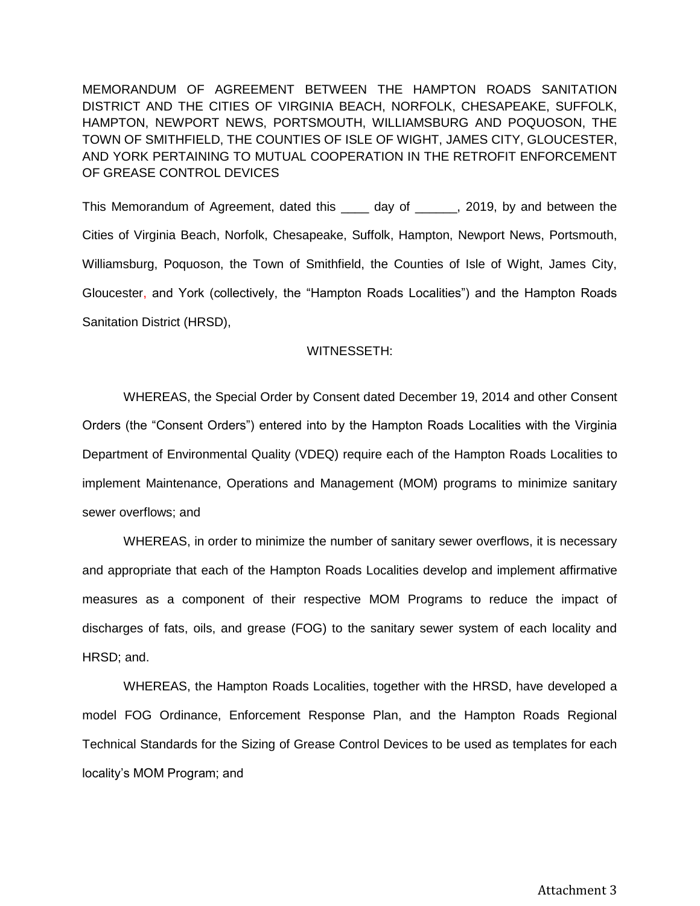MEMORANDUM OF AGREEMENT BETWEEN THE HAMPTON ROADS SANITATION DISTRICT AND THE CITIES OF VIRGINIA BEACH, NORFOLK, CHESAPEAKE, SUFFOLK, HAMPTON, NEWPORT NEWS, PORTSMOUTH, WILLIAMSBURG AND POQUOSON, THE TOWN OF SMITHFIELD, THE COUNTIES OF ISLE OF WIGHT, JAMES CITY, GLOUCESTER, AND YORK PERTAINING TO MUTUAL COOPERATION IN THE RETROFIT ENFORCEMENT OF GREASE CONTROL DEVICES

This Memorandum of Agreement, dated this ____ day of ______, 2019, by and between the Cities of Virginia Beach, Norfolk, Chesapeake, Suffolk, Hampton, Newport News, Portsmouth, Williamsburg, Poquoson, the Town of Smithfield, the Counties of Isle of Wight, James City, Gloucester, and York (collectively, the "Hampton Roads Localities") and the Hampton Roads Sanitation District (HRSD),

WITNESSETH:

WHEREAS, the Special Order by Consent dated December 19, 2014 and other Consent Orders (the "Consent Orders") entered into by the Hampton Roads Localities with the Virginia Department of Environmental Quality (VDEQ) require each of the Hampton Roads Localities to implement Maintenance, Operations and Management (MOM) programs to minimize sanitary sewer overflows; and

WHEREAS, in order to minimize the number of sanitary sewer overflows, it is necessary and appropriate that each of the Hampton Roads Localities develop and implement affirmative measures as a component of their respective MOM Programs to reduce the impact of discharges of fats, oils, and grease (FOG) to the sanitary sewer system of each locality and HRSD; and.

WHEREAS, the Hampton Roads Localities, together with the HRSD, have developed a model FOG Ordinance, Enforcement Response Plan, and the Hampton Roads Regional Technical Standards for the Sizing of Grease Control Devices to be used as templates for each locality's MOM Program; and

Attachment 3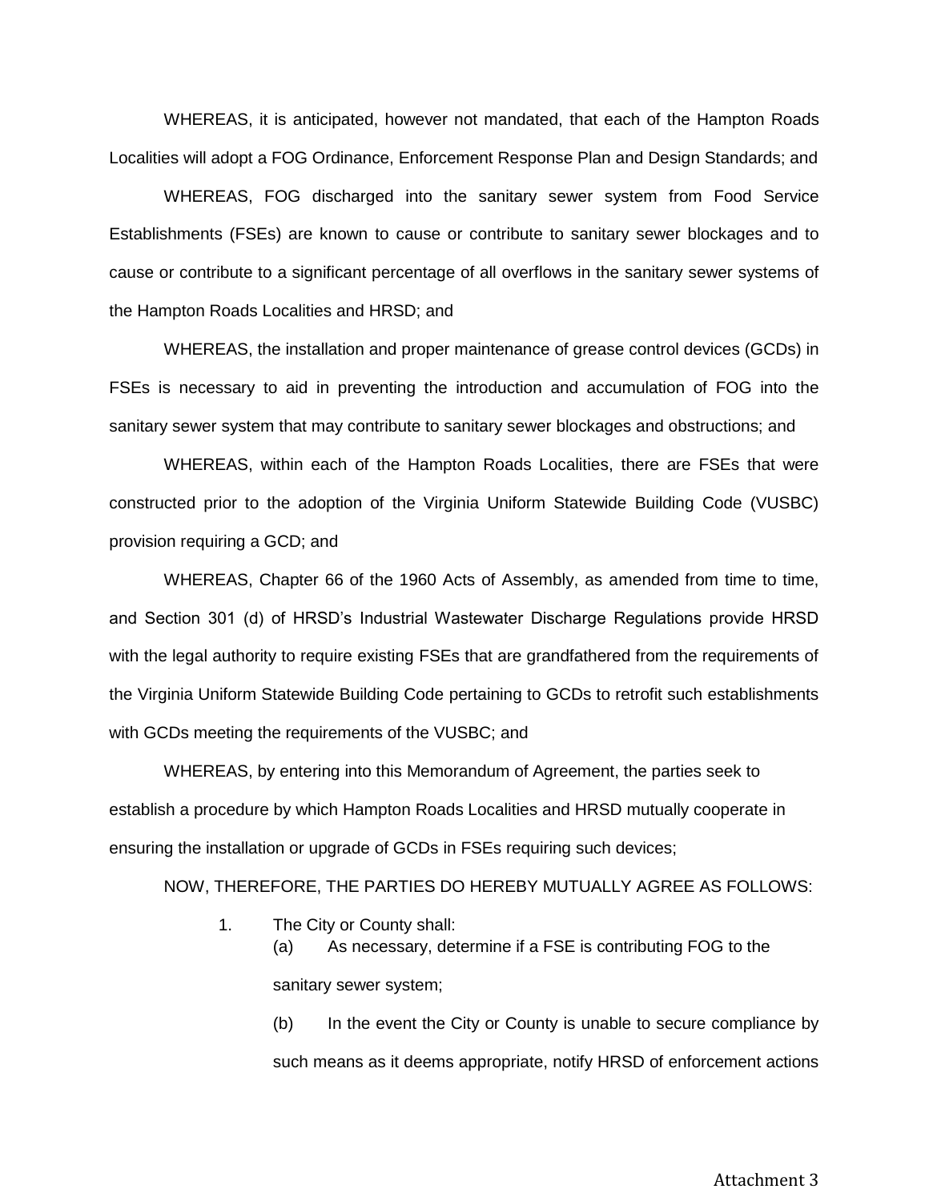WHEREAS, it is anticipated, however not mandated, that each of the Hampton Roads Localities will adopt a FOG Ordinance, Enforcement Response Plan and Design Standards; and

WHEREAS, FOG discharged into the sanitary sewer system from Food Service Establishments (FSEs) are known to cause or contribute to sanitary sewer blockages and to cause or contribute to a significant percentage of all overflows in the sanitary sewer systems of the Hampton Roads Localities and HRSD; and

WHEREAS, the installation and proper maintenance of grease control devices (GCDs) in FSEs is necessary to aid in preventing the introduction and accumulation of FOG into the sanitary sewer system that may contribute to sanitary sewer blockages and obstructions; and

WHEREAS, within each of the Hampton Roads Localities, there are FSEs that were constructed prior to the adoption of the Virginia Uniform Statewide Building Code (VUSBC) provision requiring a GCD; and

WHEREAS, Chapter 66 of the 1960 Acts of Assembly, as amended from time to time, and Section 301 (d) of HRSD's Industrial Wastewater Discharge Regulations provide HRSD with the legal authority to require existing FSEs that are grandfathered from the requirements of the Virginia Uniform Statewide Building Code pertaining to GCDs to retrofit such establishments with GCDs meeting the requirements of the VUSBC; and

WHEREAS, by entering into this Memorandum of Agreement, the parties seek to establish a procedure by which Hampton Roads Localities and HRSD mutually cooperate in ensuring the installation or upgrade of GCDs in FSEs requiring such devices;

NOW, THEREFORE, THE PARTIES DO HEREBY MUTUALLY AGREE AS FOLLOWS:

1. The City or County shall:

   (a) As necessary, determine if a FSE is contributing FOG to the sanitary sewer system;

   (b) In the event the City or County is unable to secure compliance by such means as it deems appropriate, notify HRSD of enforcement actions

Attachment 3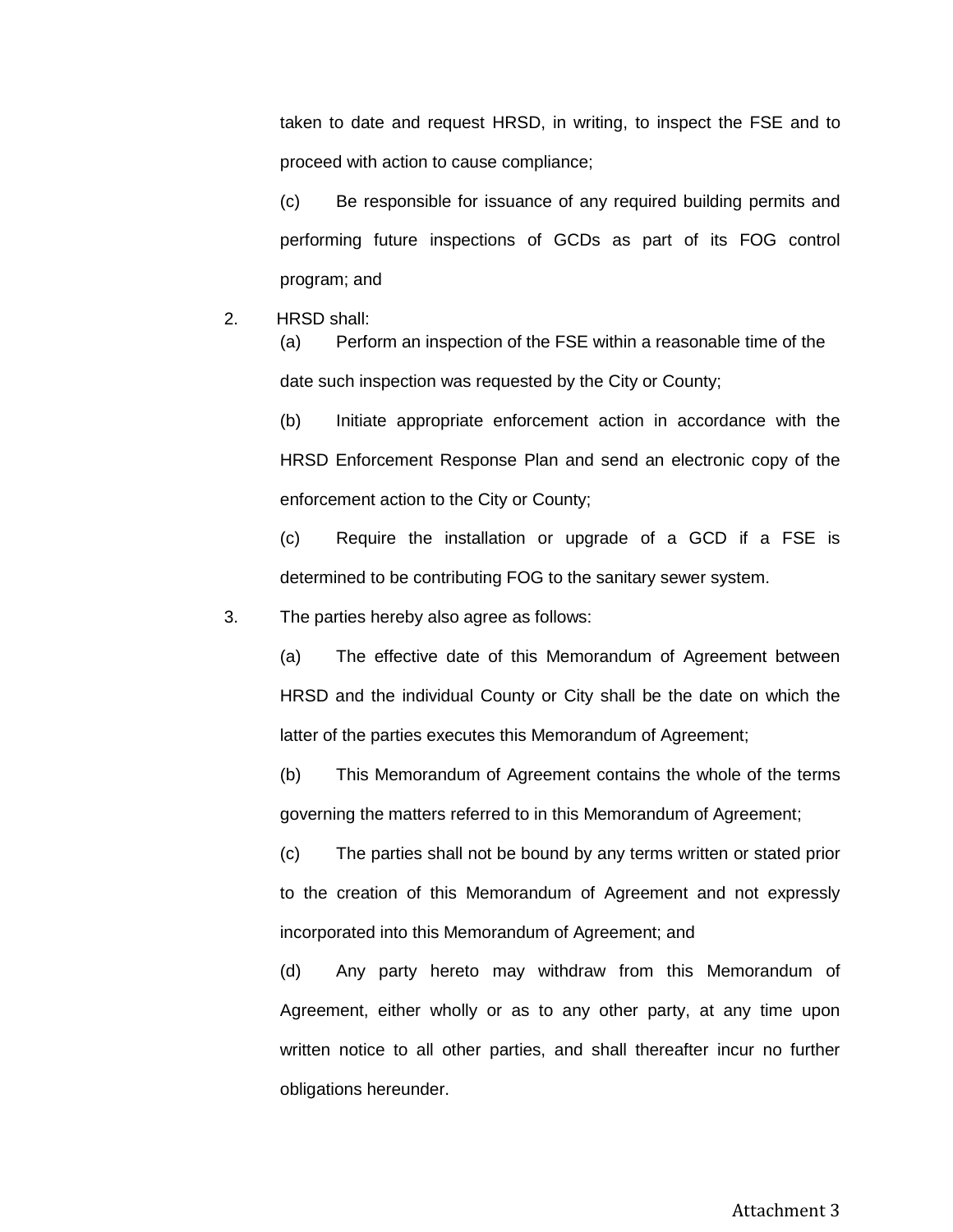taken to date and request HRSD, in writing, to inspect the FSE and to proceed with action to cause compliance;

(c) Be responsible for issuance of any required building permits and performing future inspections of GCDs as part of its FOG control program; and

2. HRSD shall:

   (a) Perform an inspection of the FSE within a reasonable time of the date such inspection was requested by the City or County;

   (b) Initiate appropriate enforcement action in accordance with the HRSD Enforcement Response Plan and send an electronic copy of the enforcement action to the City or County;

   (c) Require the installation or upgrade of a GCD if a FSE is determined to be contributing FOG to the sanitary sewer system.

3. The parties hereby also agree as follows:

   (a) The effective date of this Memorandum of Agreement between HRSD and the individual County or City shall be the date on which the latter of the parties executes this Memorandum of Agreement;

   (b) This Memorandum of Agreement contains the whole of the terms governing the matters referred to in this Memorandum of Agreement;

   (c) The parties shall not be bound by any terms written or stated prior to the creation of this Memorandum of Agreement and not expressly incorporated into this Memorandum of Agreement; and

   (d) Any party hereto may withdraw from this Memorandum of Agreement, either wholly or as to any other party, at any time upon written notice to all other parties, and shall thereafter incur no further obligations hereunder.

Attachment 3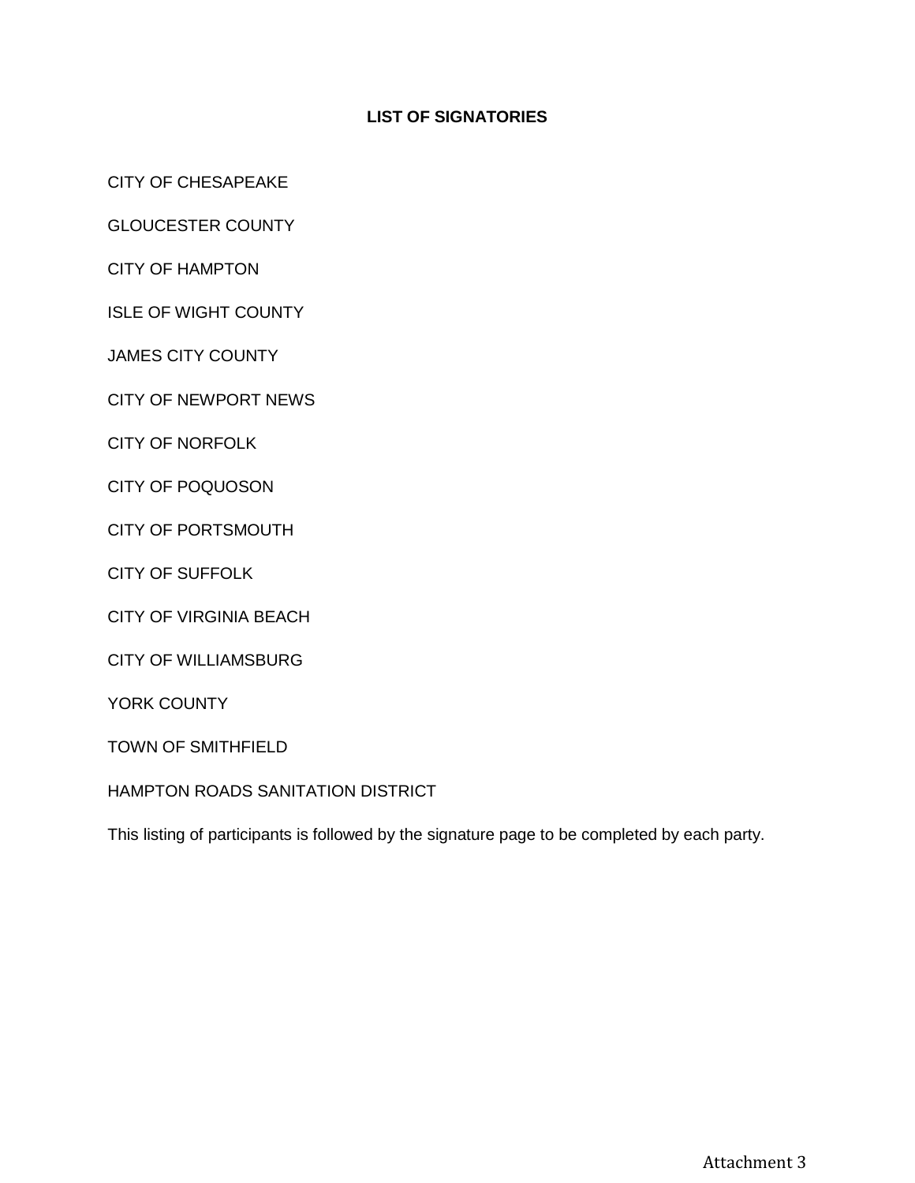## LIST OF SIGNATORIES

CITY OF CHESAPEAKE

GLOUCESTER COUNTY

CITY OF HAMPTON

ISLE OF WIGHT COUNTY

JAMES CITY COUNTY

CITY OF NEWPORT NEWS

CITY OF NORFOLK

CITY OF POQUOSON

CITY OF PORTSMOUTH

CITY OF SUFFOLK

CITY OF VIRGINIA BEACH

CITY OF WILLIAMSBURG

YORK COUNTY

TOWN OF SMITHFIELD

HAMPTON ROADS SANITATION DISTRICT

This listing of participants is followed by the signature page to be completed by each party.

Attachment 3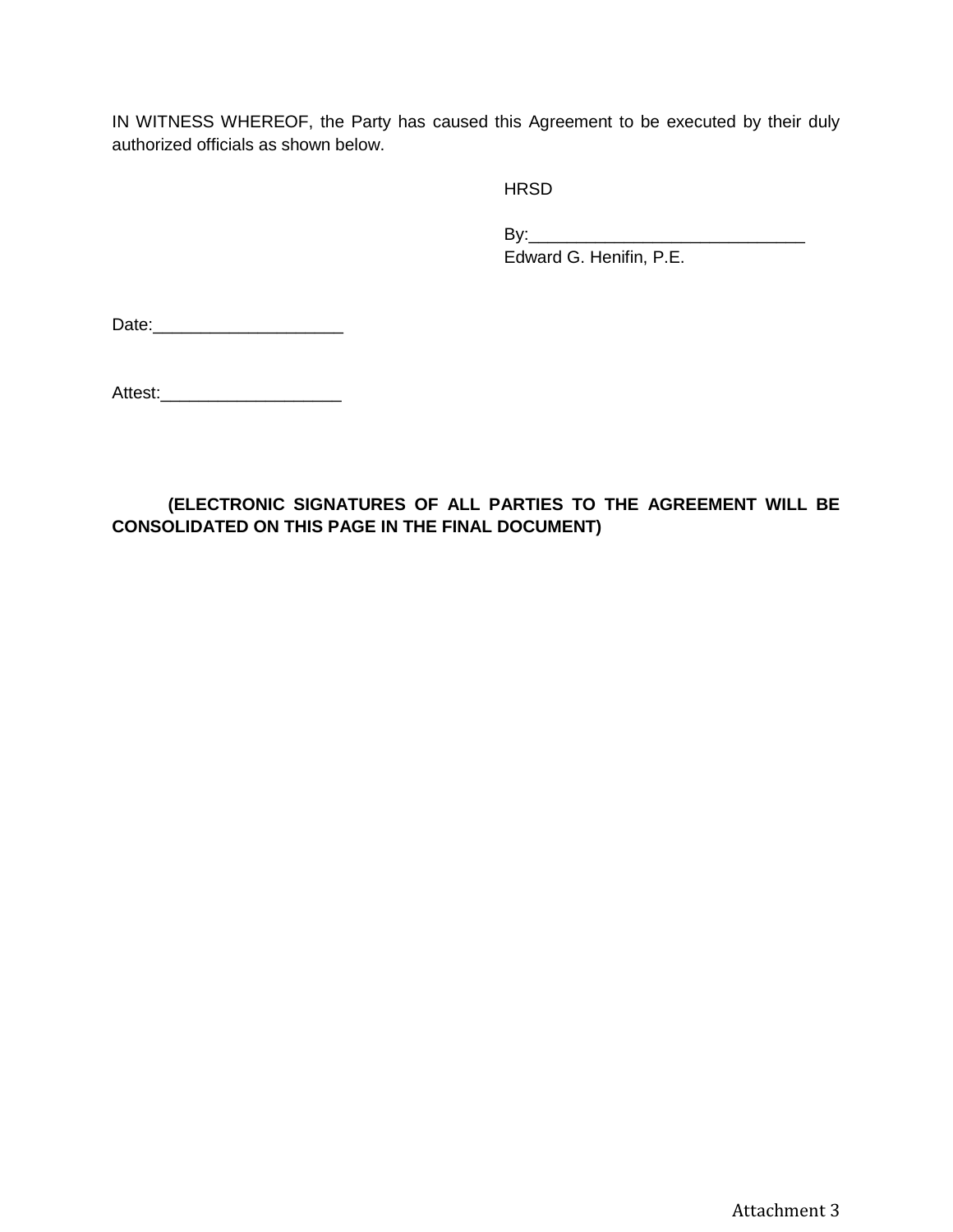IN WITNESS WHEREOF, the Party has caused this Agreement to be executed by their duly authorized officials as shown below.

HRSD

By:_____________________________
Edward G. Henifin, P.E.

Date:____________________

Attest:___________________

**(ELECTRONIC SIGNATURES OF ALL PARTIES TO THE AGREEMENT WILL BE CONSOLIDATED ON THIS PAGE IN THE FINAL DOCUMENT)**

Attachment 3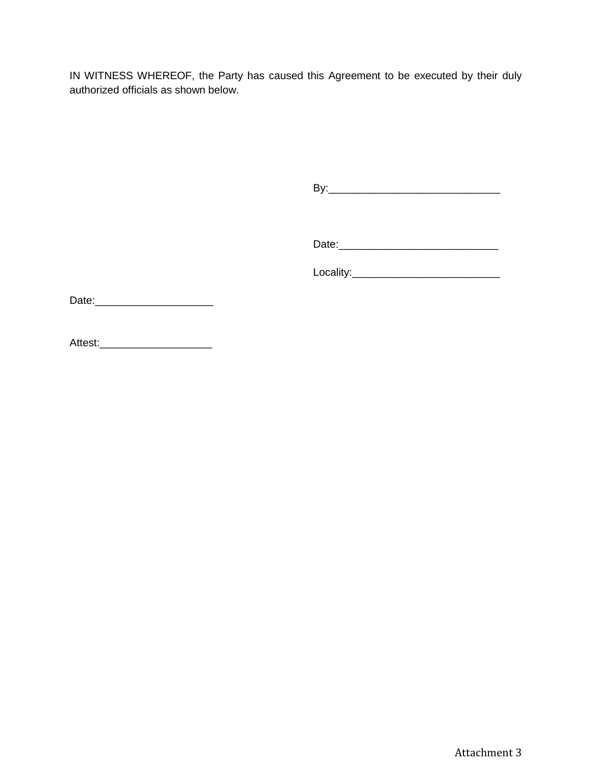IN WITNESS WHEREOF, the Party has caused this Agreement to be executed by their duly authorized officials as shown below.

By:______________________________

Date:___________________________

Locality:_________________________

Date:____________________

Attest:___________________

Attachment 3